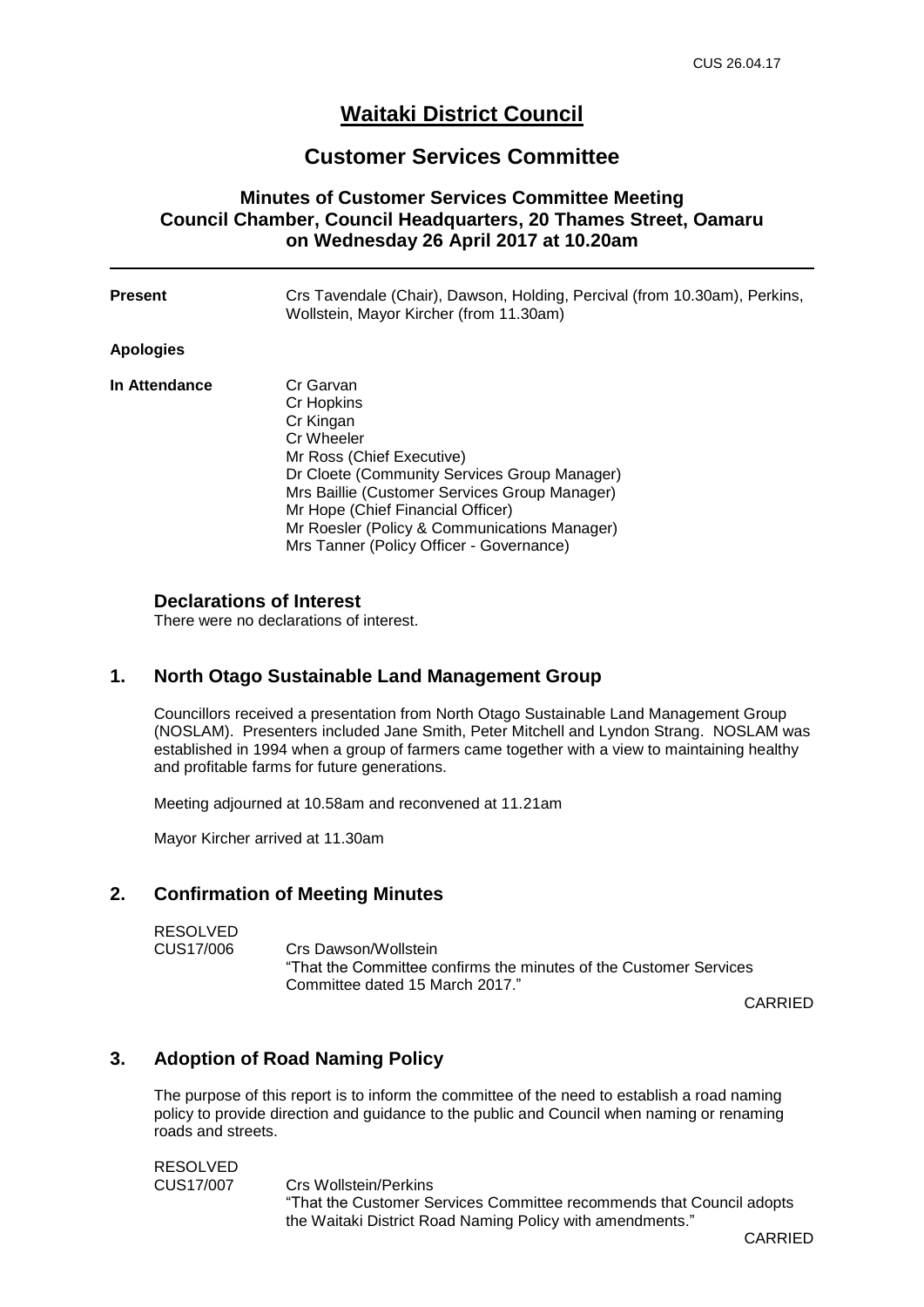# Waitaki District Council

## Customer Services Committee

### Minutes of Customer Services Committee Meeting
### Council Chamber, Council Headquarters, 20 Thames Street, Oamaru
### on Wednesday 26 April 2017 at 10.20am

---

**Present** Crs Tavendale (Chair), Dawson, Holding, Percival (from 10.30am), Perkins, Wollstein, Mayor Kircher (from 11.30am)

**Apologies**

**In Attendance**
Cr Garvan
Cr Hopkins
Cr Kingan
Cr Wheeler
Mr Ross (Chief Executive)
Dr Cloete (Community Services Group Manager)
Mrs Baillie (Customer Services Group Manager)
Mr Hope (Chief Financial Officer)
Mr Roesler (Policy & Communications Manager)
Mrs Tanner (Policy Officer - Governance)

### Declarations of Interest

There were no declarations of interest.

### 1. North Otago Sustainable Land Management Group

Councillors received a presentation from North Otago Sustainable Land Management Group (NOSLAM). Presenters included Jane Smith, Peter Mitchell and Lyndon Strang. NOSLAM was established in 1994 when a group of farmers came together with a view to maintaining healthy and profitable farms for future generations.

Meeting adjourned at 10.58am and reconvened at 11.21am

Mayor Kircher arrived at 11.30am

### 2. Confirmation of Meeting Minutes

RESOLVED
CUS17/006 Crs Dawson/Wollstein
"That the Committee confirms the minutes of the Customer Services Committee dated 15 March 2017."

CARRIED

### 3. Adoption of Road Naming Policy

The purpose of this report is to inform the committee of the need to establish a road naming policy to provide direction and guidance to the public and Council when naming or renaming roads and streets.

RESOLVED
CUS17/007 Crs Wollstein/Perkins
"That the Customer Services Committee recommends that Council adopts the Waitaki District Road Naming Policy with amendments."

CARRIED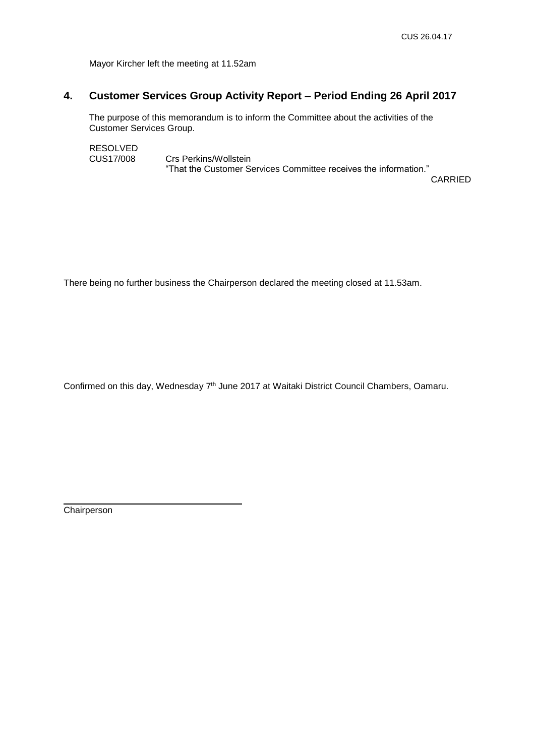Mayor Kircher left the meeting at 11.52am

## 4. Customer Services Group Activity Report – Period Ending 26 April 2017

The purpose of this memorandum is to inform the Committee about the activities of the Customer Services Group.

RESOLVED
CUS17/008 Crs Perkins/Wollstein
"That the Customer Services Committee receives the information."

CARRIED

There being no further business the Chairperson declared the meeting closed at 11.53am.

Confirmed on this day, Wednesday 7th June 2017 at Waitaki District Council Chambers, Oamaru.

\_\_\_\_\_\_\_\_\_\_\_\_\_\_\_\_\_\_\_\_\_\_\_\_\_\_\_\_\_\_\_\_\_\_\_\_

Chairperson